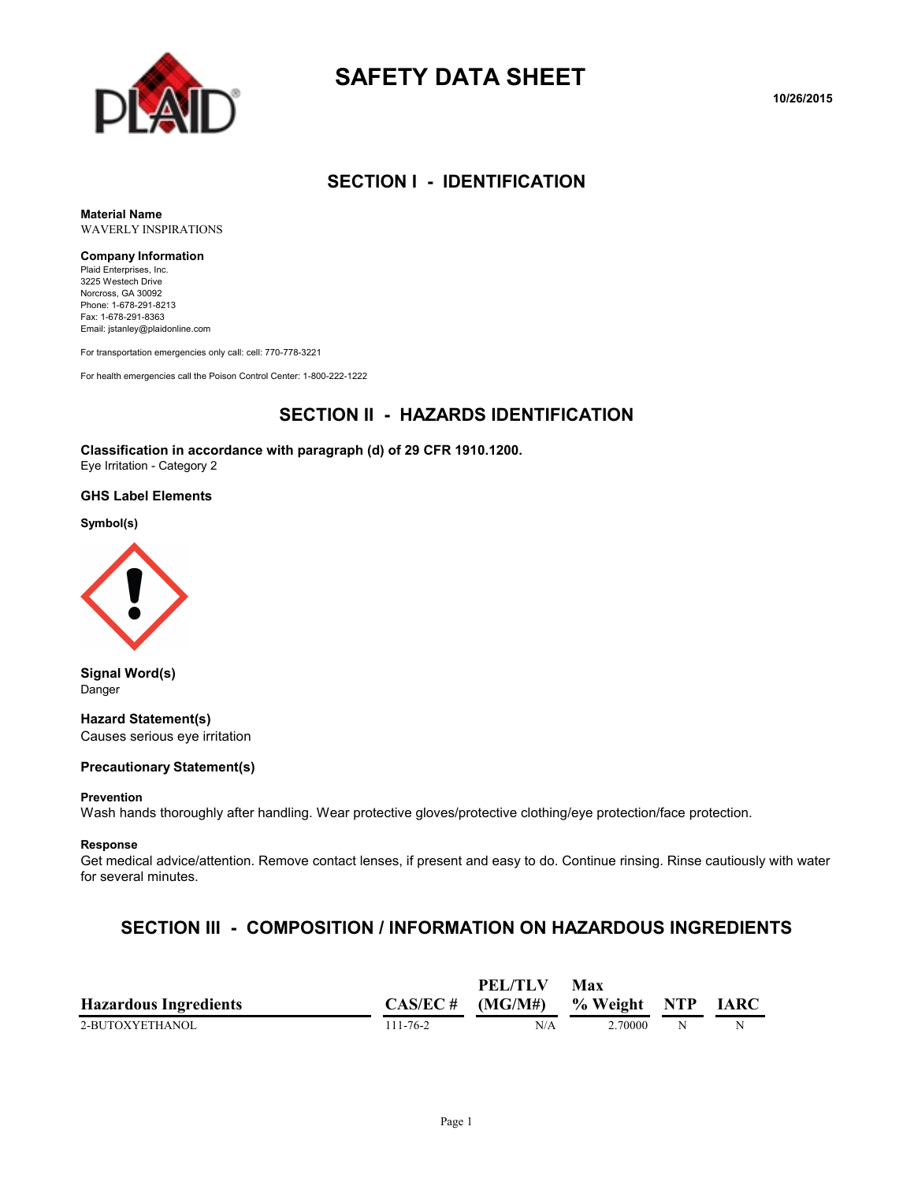# SAFETY DATA SHEET

10/26/2015

## SECTION I - IDENTIFICATION

**Material Name**
WAVERLY INSPIRATIONS

**Company Information**
Plaid Enterprises, Inc.
3225 Westech Drive
Norcross, GA 30092
Phone: 1-678-291-8213
Fax: 1-678-291-8363
Email: jstanley@plaidonline.com

For transportation emergencies only call: cell: 770-778-3221

For health emergencies call the Poison Control Center: 1-800-222-1222

## SECTION II - HAZARDS IDENTIFICATION

**Classification in accordance with paragraph (d) of 29 CFR 1910.1200.**
Eye Irritation - Category 2

**GHS Label Elements**

**Symbol(s)**

**Signal Word(s)**
Danger

**Hazard Statement(s)**
Causes serious eye irritation

**Precautionary Statement(s)**

**Prevention**
Wash hands thoroughly after handling. Wear protective gloves/protective clothing/eye protection/face protection.

**Response**
Get medical advice/attention. Remove contact lenses, if present and easy to do. Continue rinsing. Rinse cautiously with water for several minutes.

## SECTION III - COMPOSITION / INFORMATION ON HAZARDOUS INGREDIENTS

| Hazardous Ingredients | CAS/EC # | PEL/TLV (MG/M#) | Max % Weight | NTP | IARC |
|---|---|---|---|---|---|
| 2-BUTOXYETHANOL | 111-76-2 | N/A | 2.70000 | N | N |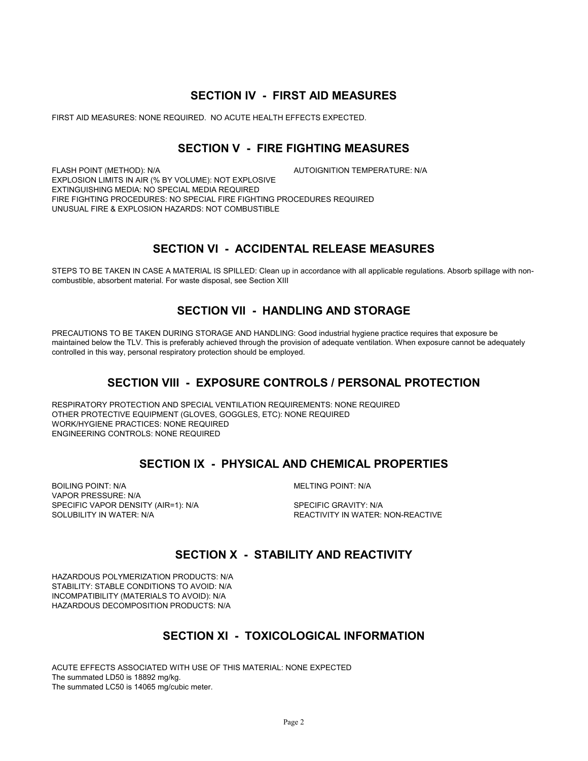## SECTION IV - FIRST AID MEASURES

FIRST AID MEASURES: NONE REQUIRED. NO ACUTE HEALTH EFFECTS EXPECTED.

## SECTION V - FIRE FIGHTING MEASURES

FLASH POINT (METHOD): N/A

AUTOIGNITION TEMPERATURE: N/A

EXPLOSION LIMITS IN AIR (% BY VOLUME): NOT EXPLOSIVE

EXTINGUISHING MEDIA: NO SPECIAL MEDIA REQUIRED

FIRE FIGHTING PROCEDURES: NO SPECIAL FIRE FIGHTING PROCEDURES REQUIRED

UNUSUAL FIRE & EXPLOSION HAZARDS: NOT COMBUSTIBLE

## SECTION VI - ACCIDENTAL RELEASE MEASURES

STEPS TO BE TAKEN IN CASE A MATERIAL IS SPILLED: Clean up in accordance with all applicable regulations. Absorb spillage with non-combustible, absorbent material. For waste disposal, see Section XIII

## SECTION VII - HANDLING AND STORAGE

PRECAUTIONS TO BE TAKEN DURING STORAGE AND HANDLING: Good industrial hygiene practice requires that exposure be maintained below the TLV. This is preferably achieved through the provision of adequate ventilation. When exposure cannot be adequately controlled in this way, personal respiratory protection should be employed.

## SECTION VIII - EXPOSURE CONTROLS / PERSONAL PROTECTION

RESPIRATORY PROTECTION AND SPECIAL VENTILATION REQUIREMENTS: NONE REQUIRED

OTHER PROTECTIVE EQUIPMENT (GLOVES, GOGGLES, ETC): NONE REQUIRED

WORK/HYGIENE PRACTICES: NONE REQUIRED

ENGINEERING CONTROLS: NONE REQUIRED

## SECTION IX - PHYSICAL AND CHEMICAL PROPERTIES

BOILING POINT: N/A

MELTING POINT: N/A

VAPOR PRESSURE: N/A

SPECIFIC VAPOR DENSITY (AIR=1): N/A

SPECIFIC GRAVITY: N/A

SOLUBILITY IN WATER: N/A

REACTIVITY IN WATER: NON-REACTIVE

## SECTION X - STABILITY AND REACTIVITY

HAZARDOUS POLYMERIZATION PRODUCTS: N/A

STABILITY: STABLE CONDITIONS TO AVOID: N/A

INCOMPATIBILITY (MATERIALS TO AVOID): N/A

HAZARDOUS DECOMPOSITION PRODUCTS: N/A

## SECTION XI - TOXICOLOGICAL INFORMATION

ACUTE EFFECTS ASSOCIATED WITH USE OF THIS MATERIAL: NONE EXPECTED

The summated LD50 is 18892 mg/kg.

The summated LC50 is 14065 mg/cubic meter.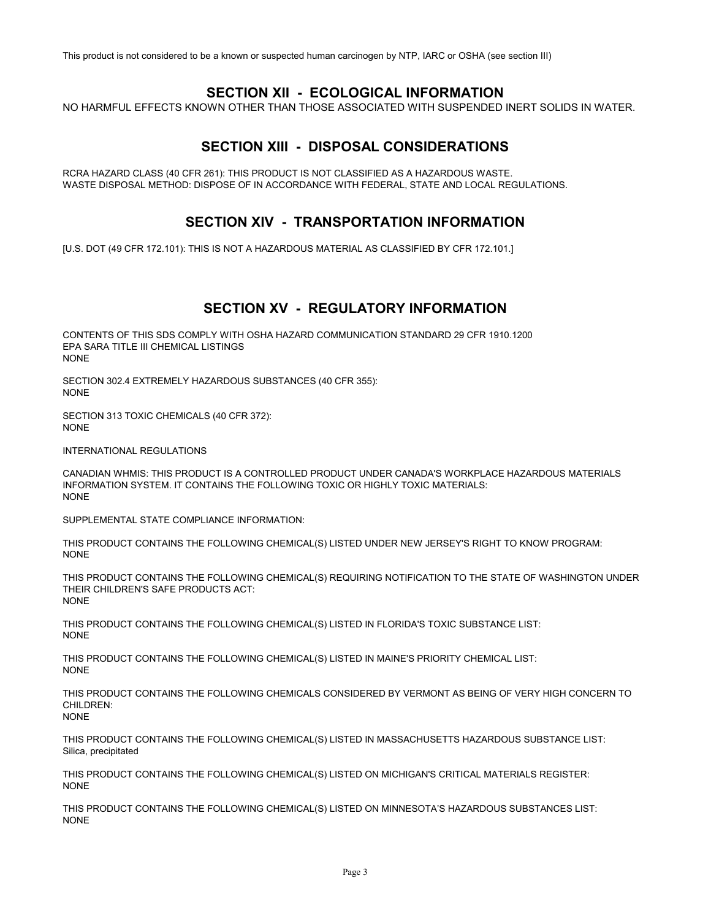This product is not considered to be a known or suspected human carcinogen by NTP, IARC or OSHA (see section III)

## SECTION XII - ECOLOGICAL INFORMATION

NO HARMFUL EFFECTS KNOWN OTHER THAN THOSE ASSOCIATED WITH SUSPENDED INERT SOLIDS IN WATER.

## SECTION XIII - DISPOSAL CONSIDERATIONS

RCRA HAZARD CLASS (40 CFR 261): THIS PRODUCT IS NOT CLASSIFIED AS A HAZARDOUS WASTE.
WASTE DISPOSAL METHOD: DISPOSE OF IN ACCORDANCE WITH FEDERAL, STATE AND LOCAL REGULATIONS.

## SECTION XIV - TRANSPORTATION INFORMATION

[U.S. DOT (49 CFR 172.101): THIS IS NOT A HAZARDOUS MATERIAL AS CLASSIFIED BY CFR 172.101.]

## SECTION XV - REGULATORY INFORMATION

CONTENTS OF THIS SDS COMPLY WITH OSHA HAZARD COMMUNICATION STANDARD 29 CFR 1910.1200
EPA SARA TITLE III CHEMICAL LISTINGS
NONE

SECTION 302.4 EXTREMELY HAZARDOUS SUBSTANCES (40 CFR 355):
NONE

SECTION 313 TOXIC CHEMICALS (40 CFR 372):
NONE

INTERNATIONAL REGULATIONS

CANADIAN WHMIS: THIS PRODUCT IS A CONTROLLED PRODUCT UNDER CANADA'S WORKPLACE HAZARDOUS MATERIALS INFORMATION SYSTEM. IT CONTAINS THE FOLLOWING TOXIC OR HIGHLY TOXIC MATERIALS:
NONE

SUPPLEMENTAL STATE COMPLIANCE INFORMATION:

THIS PRODUCT CONTAINS THE FOLLOWING CHEMICAL(S) LISTED UNDER NEW JERSEY'S RIGHT TO KNOW PROGRAM:
NONE

THIS PRODUCT CONTAINS THE FOLLOWING CHEMICAL(S) REQUIRING NOTIFICATION TO THE STATE OF WASHINGTON UNDER THEIR CHILDREN'S SAFE PRODUCTS ACT:
NONE

THIS PRODUCT CONTAINS THE FOLLOWING CHEMICAL(S) LISTED IN FLORIDA'S TOXIC SUBSTANCE LIST:
NONE

THIS PRODUCT CONTAINS THE FOLLOWING CHEMICAL(S) LISTED IN MAINE'S PRIORITY CHEMICAL LIST:
NONE

THIS PRODUCT CONTAINS THE FOLLOWING CHEMICALS CONSIDERED BY VERMONT AS BEING OF VERY HIGH CONCERN TO CHILDREN:
NONE

THIS PRODUCT CONTAINS THE FOLLOWING CHEMICAL(S) LISTED IN MASSACHUSETTS HAZARDOUS SUBSTANCE LIST:
Silica, precipitated

THIS PRODUCT CONTAINS THE FOLLOWING CHEMICAL(S) LISTED ON MICHIGAN'S CRITICAL MATERIALS REGISTER:
NONE

THIS PRODUCT CONTAINS THE FOLLOWING CHEMICAL(S) LISTED ON MINNESOTA'S HAZARDOUS SUBSTANCES LIST:
NONE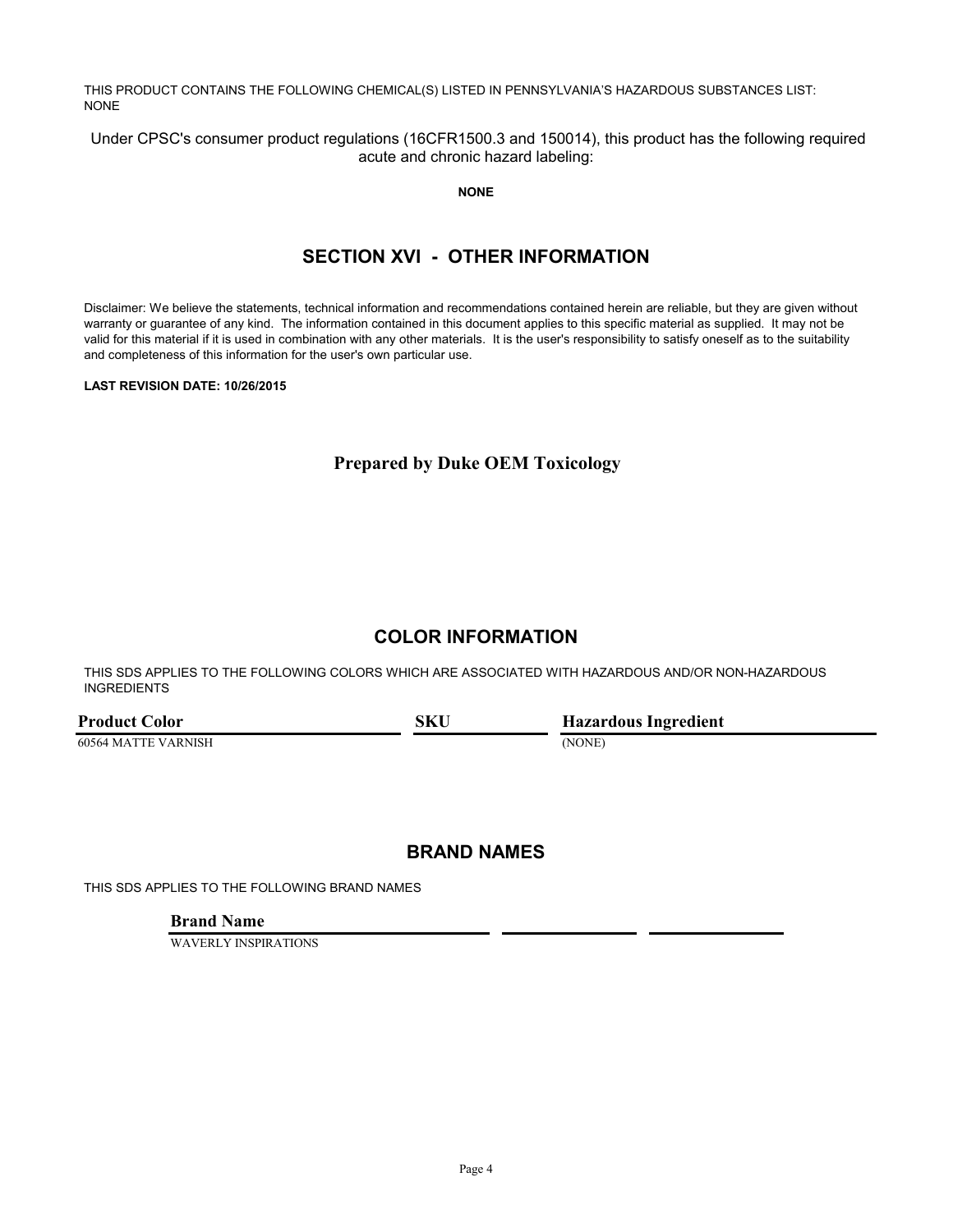THIS PRODUCT CONTAINS THE FOLLOWING CHEMICAL(S) LISTED IN PENNSYLVANIA'S HAZARDOUS SUBSTANCES LIST:
NONE

Under CPSC's consumer product regulations (16CFR1500.3 and 150014), this product has the following required acute and chronic hazard labeling:

**NONE**

## SECTION XVI - OTHER INFORMATION

Disclaimer: We believe the statements, technical information and recommendations contained herein are reliable, but they are given without warranty or guarantee of any kind. The information contained in this document applies to this specific material as supplied. It may not be valid for this material if it is used in combination with any other materials. It is the user's responsibility to satisfy oneself as to the suitability and completeness of this information for the user's own particular use.

**LAST REVISION DATE: 10/26/2015**

**Prepared by Duke OEM Toxicology**

## COLOR INFORMATION

THIS SDS APPLIES TO THE FOLLOWING COLORS WHICH ARE ASSOCIATED WITH HAZARDOUS AND/OR NON-HAZARDOUS INGREDIENTS

| Product Color | SKU | Hazardous Ingredient |
|---|---|---|
| 60564 MATTE VARNISH | | (NONE) |

## BRAND NAMES

THIS SDS APPLIES TO THE FOLLOWING BRAND NAMES

| Brand Name | | |
|---|---|---|
| WAVERLY INSPIRATIONS | | |